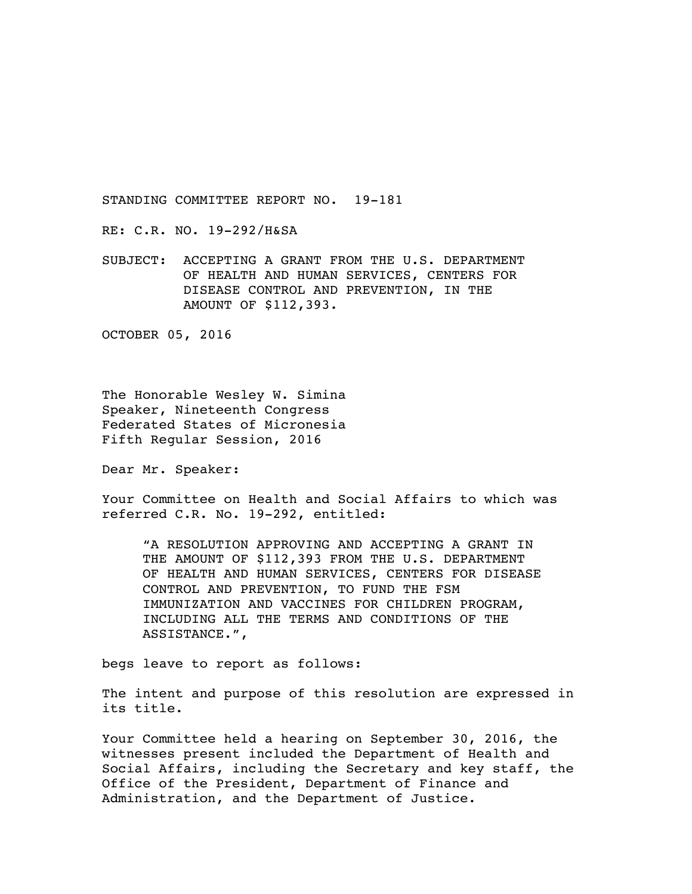STANDING COMMITTEE REPORT NO. 19-181

RE: C.R. NO. 19-292/H&SA

SUBJECT: ACCEPTING A GRANT FROM THE U.S. DEPARTMENT OF HEALTH AND HUMAN SERVICES, CENTERS FOR DISEASE CONTROL AND PREVENTION, IN THE AMOUNT OF $112,393.

OCTOBER 05, 2016

The Honorable Wesley W. Simina
Speaker, Nineteenth Congress
Federated States of Micronesia
Fifth Regular Session, 2016

Dear Mr. Speaker:

Your Committee on Health and Social Affairs to which was referred C.R. No. 19-292, entitled:

> "A RESOLUTION APPROVING AND ACCEPTING A GRANT IN THE AMOUNT OF $112,393 FROM THE U.S. DEPARTMENT OF HEALTH AND HUMAN SERVICES, CENTERS FOR DISEASE CONTROL AND PREVENTION, TO FUND THE FSM IMMUNIZATION AND VACCINES FOR CHILDREN PROGRAM, INCLUDING ALL THE TERMS AND CONDITIONS OF THE ASSISTANCE.",

begs leave to report as follows:

The intent and purpose of this resolution are expressed in its title.

Your Committee held a hearing on September 30, 2016, the witnesses present included the Department of Health and Social Affairs, including the Secretary and key staff, the Office of the President, Department of Finance and Administration, and the Department of Justice.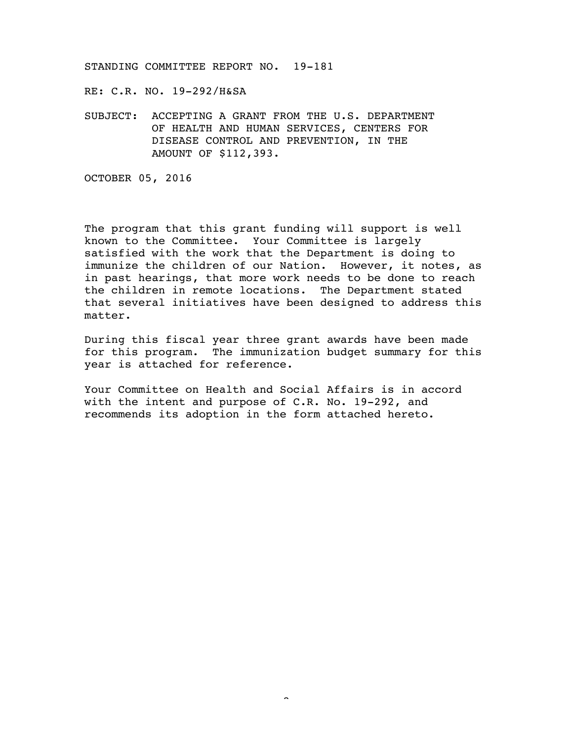STANDING COMMITTEE REPORT NO. 19-181

RE: C.R. NO. 19-292/H&SA

SUBJECT: ACCEPTING A GRANT FROM THE U.S. DEPARTMENT OF HEALTH AND HUMAN SERVICES, CENTERS FOR DISEASE CONTROL AND PREVENTION, IN THE AMOUNT OF $112,393.

OCTOBER 05, 2016

The program that this grant funding will support is well known to the Committee. Your Committee is largely satisfied with the work that the Department is doing to immunize the children of our Nation. However, it notes, as in past hearings, that more work needs to be done to reach the children in remote locations. The Department stated that several initiatives have been designed to address this matter.

During this fiscal year three grant awards have been made for this program. The immunization budget summary for this year is attached for reference.

Your Committee on Health and Social Affairs is in accord with the intent and purpose of C.R. No. 19-292, and recommends its adoption in the form attached hereto.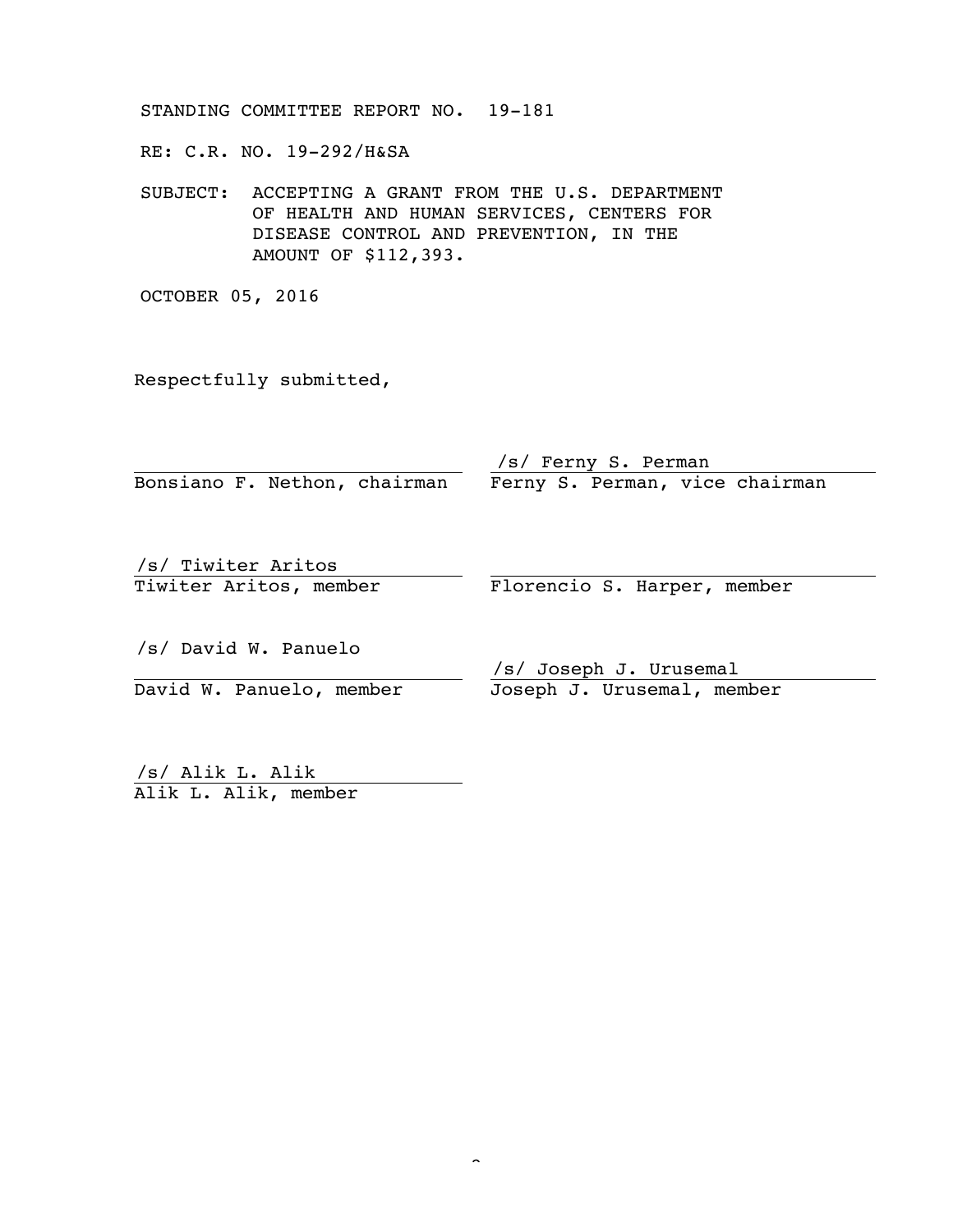STANDING COMMITTEE REPORT NO. 19-181

RE: C.R. NO. 19-292/H&SA

SUBJECT: ACCEPTING A GRANT FROM THE U.S. DEPARTMENT OF HEALTH AND HUMAN SERVICES, CENTERS FOR DISEASE CONTROL AND PREVENTION, IN THE AMOUNT OF $112,393.

OCTOBER 05, 2016

Respectfully submitted,

| | |
|---|---|
| | /s/ Ferny S. Perman |
| Bonsiano F. Nethon, chairman | Ferny S. Perman, vice chairman |
| /s/ Tiwiter Aritos | |
| Tiwiter Aritos, member | Florencio S. Harper, member |
| /s/ David W. Panuelo | /s/ Joseph J. Urusemal |
| David W. Panuelo, member | Joseph J. Urusemal, member |
| /s/ Alik L. Alik | |
| Alik L. Alik, member | |